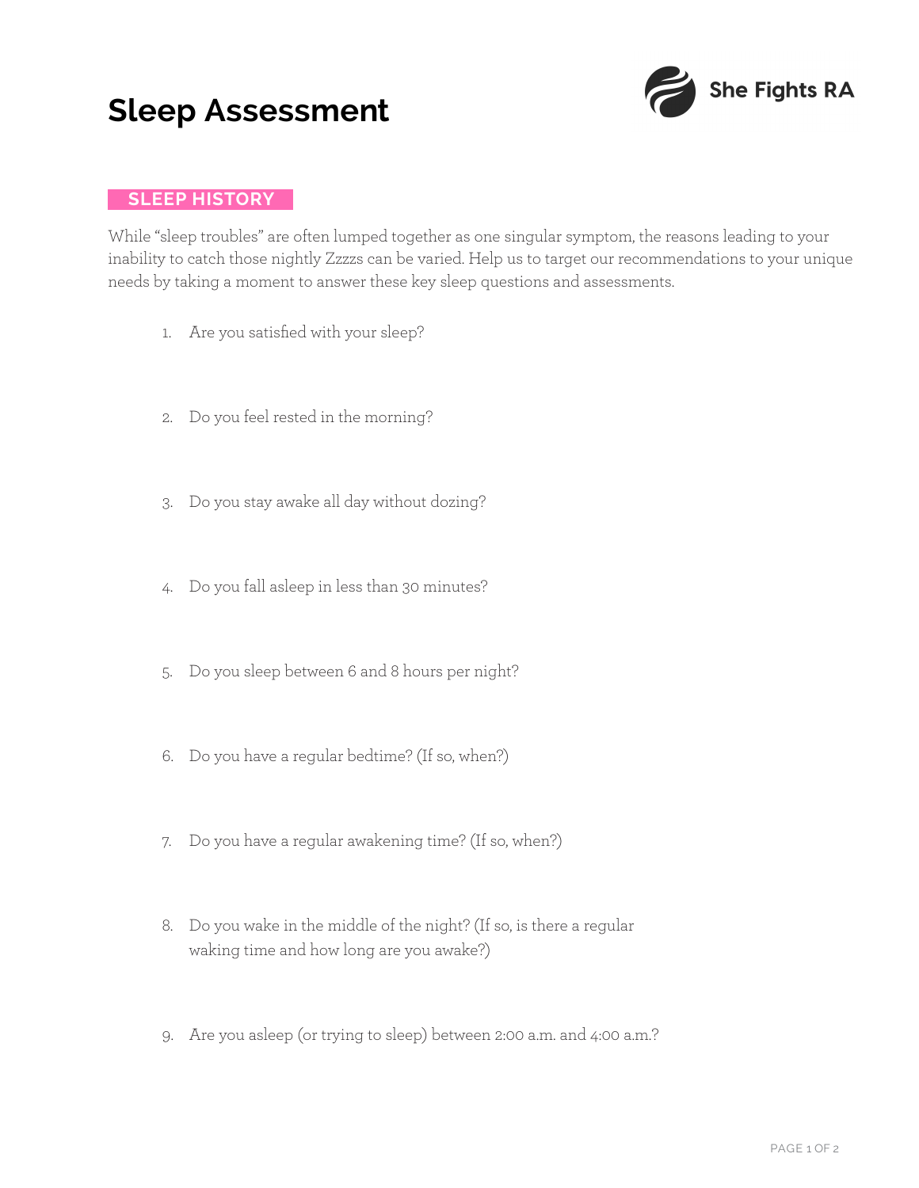# Sleep Assessment

She Fights RA

## SLEEP HISTORY

While "sleep troubles" are often lumped together as one singular symptom, the reasons leading to your inability to catch those nightly Zzzzs can be varied. Help us to target our recommendations to your unique needs by taking a moment to answer these key sleep questions and assessments.

1. Are you satisfied with your sleep?

2. Do you feel rested in the morning?

3. Do you stay awake all day without dozing?

4. Do you fall asleep in less than 30 minutes?

5. Do you sleep between 6 and 8 hours per night?

6. Do you have a regular bedtime? (If so, when?)

7. Do you have a regular awakening time? (If so, when?)

8. Do you wake in the middle of the night? (If so, is there a regular waking time and how long are you awake?)

9. Are you asleep (or trying to sleep) between 2:00 a.m. and 4:00 a.m.?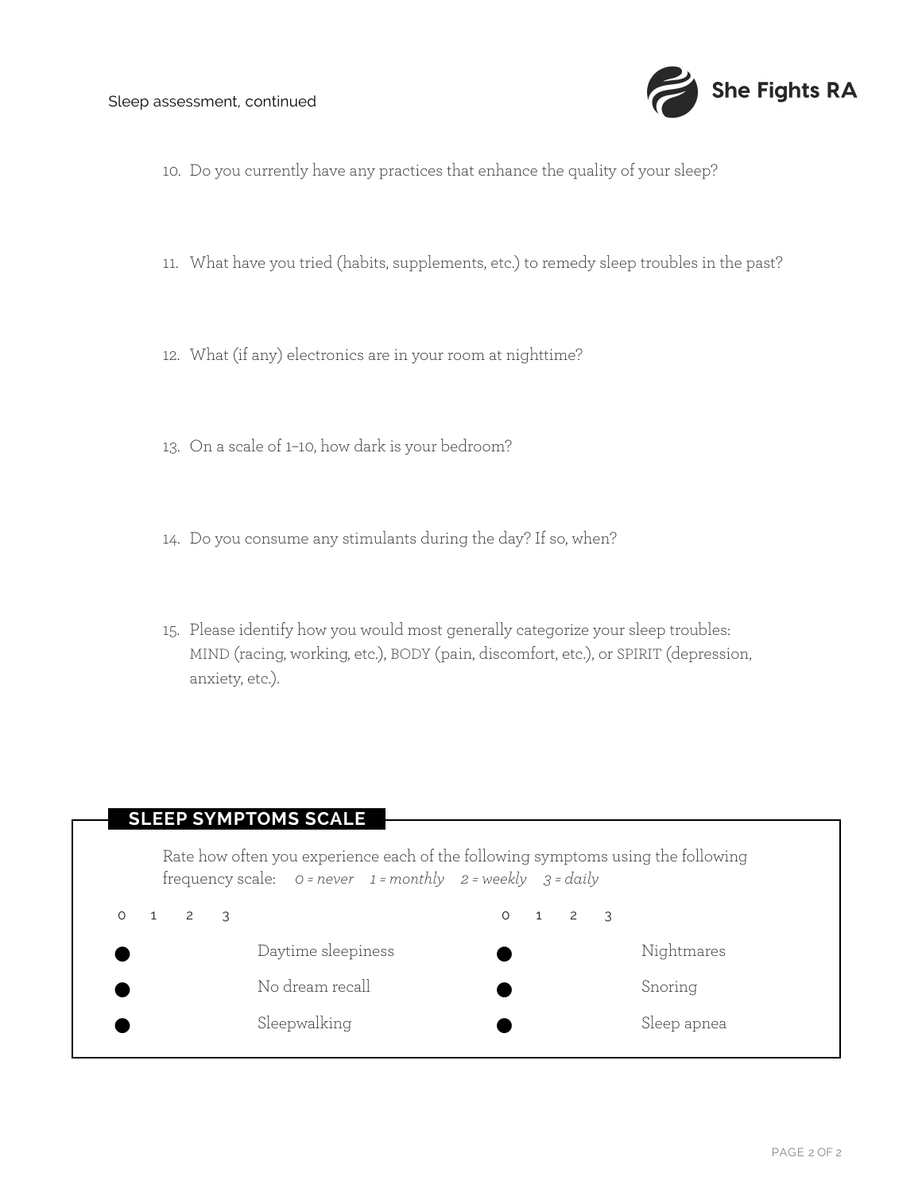Sleep assessment, continued

10. Do you currently have any practices that enhance the quality of your sleep?

11. What have you tried (habits, supplements, etc.) to remedy sleep troubles in the past?

12. What (if any) electronics are in your room at nighttime?

13. On a scale of 1–10, how dark is your bedroom?

14. Do you consume any stimulants during the day? If so, when?

15. Please identify how you would most generally categorize your sleep troubles: MIND (racing, working, etc.), BODY (pain, discomfort, etc.), or SPIRIT (depression, anxiety, etc.).

## SLEEP SYMPTOMS SCALE

Rate how often you experience each of the following symptoms using the following frequency scale: *0 = never 1 = monthly 2 = weekly 3 = daily*

| 0 | 1 | 2 | 3 | | 0 | 1 | 2 | 3 | |
|---|---|---|---|---|---|---|---|---|---|
| ● | | | | Daytime sleepiness | ● | | | | Nightmares |
| ● | | | | No dream recall | ● | | | | Snoring |
| ● | | | | Sleepwalking | ● | | | | Sleep apnea |